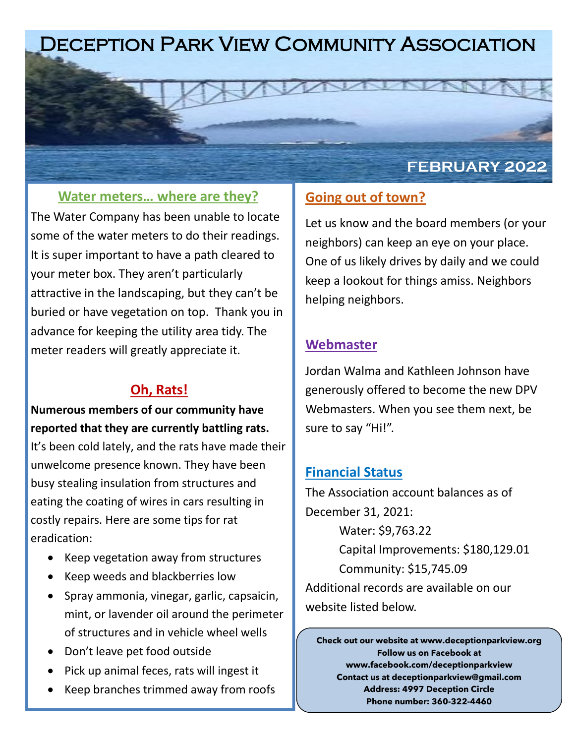# Deception Park View Community Association

FEBRUARY 2022

## Water meters… where are they?

The Water Company has been unable to locate some of the water meters to do their readings. It is super important to have a path cleared to your meter box. They aren't particularly attractive in the landscaping, but they can't be buried or have vegetation on top. Thank you in advance for keeping the utility area tidy. The meter readers will greatly appreciate it.

## Oh, Rats!

**Numerous members of our community have reported that they are currently battling rats.** It's been cold lately, and the rats have made their unwelcome presence known. They have been busy stealing insulation from structures and eating the coating of wires in cars resulting in costly repairs. Here are some tips for rat eradication:

- Keep vegetation away from structures
- Keep weeds and blackberries low
- Spray ammonia, vinegar, garlic, capsaicin, mint, or lavender oil around the perimeter of structures and in vehicle wheel wells
- Don't leave pet food outside
- Pick up animal feces, rats will ingest it
- Keep branches trimmed away from roofs

## Going out of town?

Let us know and the board members (or your neighbors) can keep an eye on your place. One of us likely drives by daily and we could keep a lookout for things amiss. Neighbors helping neighbors.

## Webmaster

Jordan Walma and Kathleen Johnson have generously offered to become the new DPV Webmasters. When you see them next, be sure to say "Hi!".

## Financial Status

The Association account balances as of December 31, 2021:

Water: $9,763.22

Capital Improvements: $180,129.01

Community: $15,745.09

Additional records are available on our website listed below.

**Check out our website at www.deceptionparkview.org**
**Follow us on Facebook at www.facebook.com/deceptionparkview**
**Contact us at deceptionparkview@gmail.com**
**Address: 4997 Deception Circle**
**Phone number: 360-322-4460**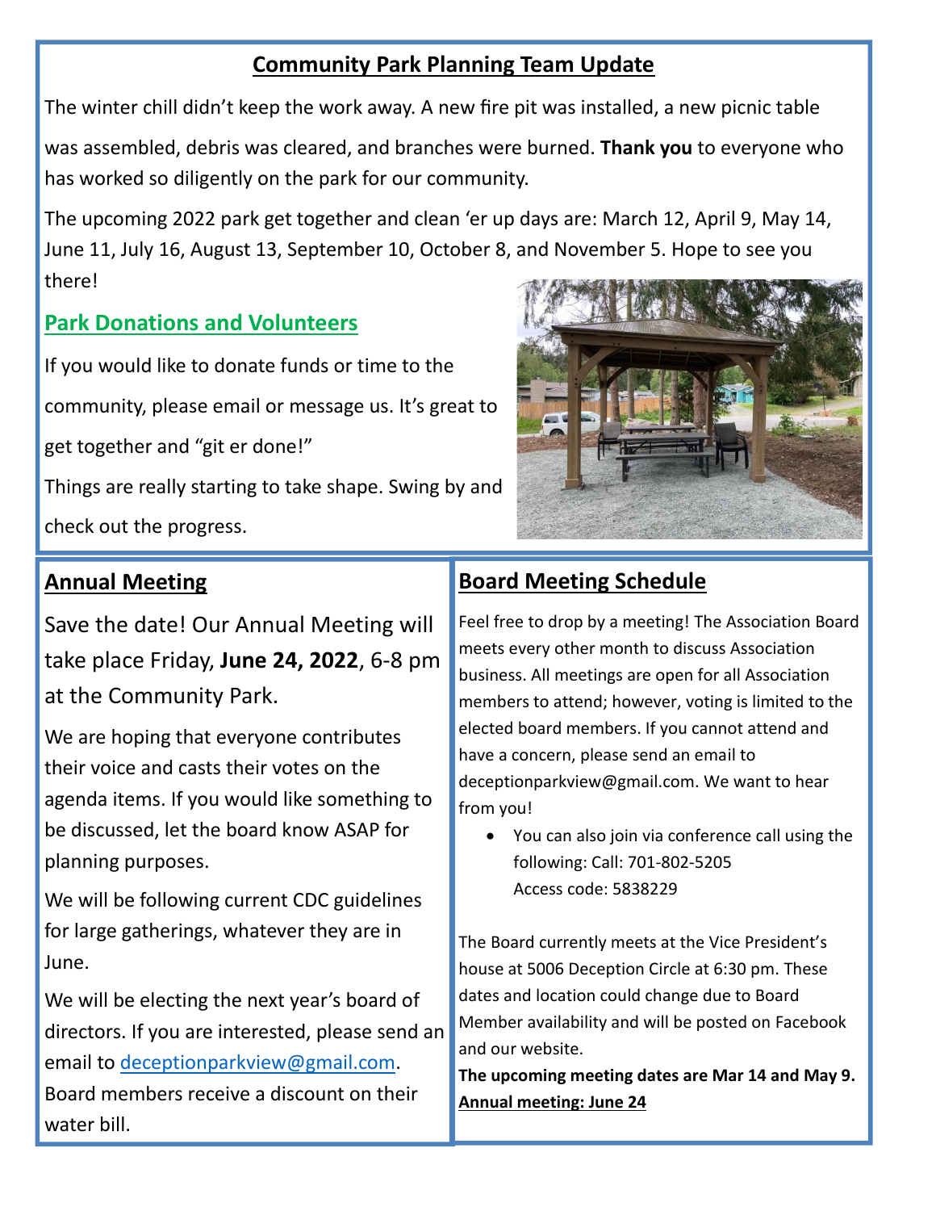## Community Park Planning Team Update

The winter chill didn't keep the work away. A new fire pit was installed, a new picnic table was assembled, debris was cleared, and branches were burned. **Thank you** to everyone who has worked so diligently on the park for our community.

The upcoming 2022 park get together and clean 'er up days are: March 12, April 9, May 14, June 11, July 16, August 13, September 10, October 8, and November 5. Hope to see you there!

### Park Donations and Volunteers

If you would like to donate funds or time to the community, please email or message us. It's great to get together and "git er done!"

Things are really starting to take shape. Swing by and check out the progress.

## Annual Meeting

Save the date! Our Annual Meeting will take place Friday, **June 24, 2022**, 6-8 pm at the Community Park.

We are hoping that everyone contributes their voice and casts their votes on the agenda items. If you would like something to be discussed, let the board know ASAP for planning purposes.

We will be following current CDC guidelines for large gatherings, whatever they are in June.

We will be electing the next year's board of directors. If you are interested, please send an email to deceptionparkview@gmail.com. Board members receive a discount on their water bill.

## Board Meeting Schedule

Feel free to drop by a meeting! The Association Board meets every other month to discuss Association business. All meetings are open for all Association members to attend; however, voting is limited to the elected board members. If you cannot attend and have a concern, please send an email to deceptionparkview@gmail.com. We want to hear from you!

- You can also join via conference call using the following: Call: 701-802-5205
  Access code: 5838229

The Board currently meets at the Vice President's house at 5006 Deception Circle at 6:30 pm. These dates and location could change due to Board Member availability and will be posted on Facebook and our website.

**The upcoming meeting dates are Mar 14 and May 9.**

**Annual meeting: June 24**